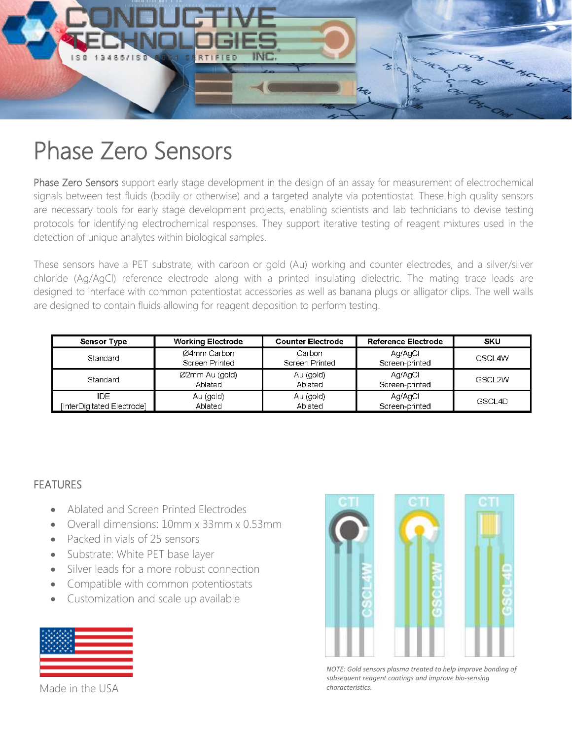# Phase Zero Sensors

Phase Zero Sensors support early stage development in the design of an assay for measurement of electrochemical signals between test fluids (bodily or otherwise) and a targeted analyte via potentiostat. These high quality sensors are necessary tools for early stage development projects, enabling scientists and lab technicians to devise testing protocols for identifying electrochemical responses. They support iterative testing of reagent mixtures used in the detection of unique analytes within biological samples.

These sensors have a PET substrate, with carbon or gold (Au) working and counter electrodes, and a silver/silver chloride (Ag/AgCl) reference electrode along with a printed insulating dielectric. The mating trace leads are designed to interface with common potentiostat accessories as well as banana plugs or alligator clips. The well walls are designed to contain fluids allowing for reagent deposition to perform testing.

| Sensor Type | Working Electrode | Counter Electrode | Reference Electrode | SKU |
|---|---|---|---|---|
| Standard | Ø4mm Carbon Screen Printed | Carbon Screen Printed | Ag/AgCl Screen-printed | CSCL4W |
| Standard | Ø2mm Au (gold) Ablated | Au (gold) Ablated | Ag/AgCl Screen-printed | GSCL2W |
| IDE [InterDigitated Electrode] | Au (gold) Ablated | Au (gold) Ablated | Ag/AgCl Screen-printed | GSCL4D |

## FEATURES

- Ablated and Screen Printed Electrodes
- Overall dimensions: 10mm x 33mm x 0.53mm
- Packed in vials of 25 sensors
- Substrate: White PET base layer
- Silver leads for a more robust connection
- Compatible with common potentiostats
- Customization and scale up available

Made in the USA

CTI CSCL4W
CTI GSCL2W
CTI GSCL4D

*NOTE: Gold sensors plasma treated to help improve bonding of subsequent reagent coatings and improve bio-sensing characteristics.*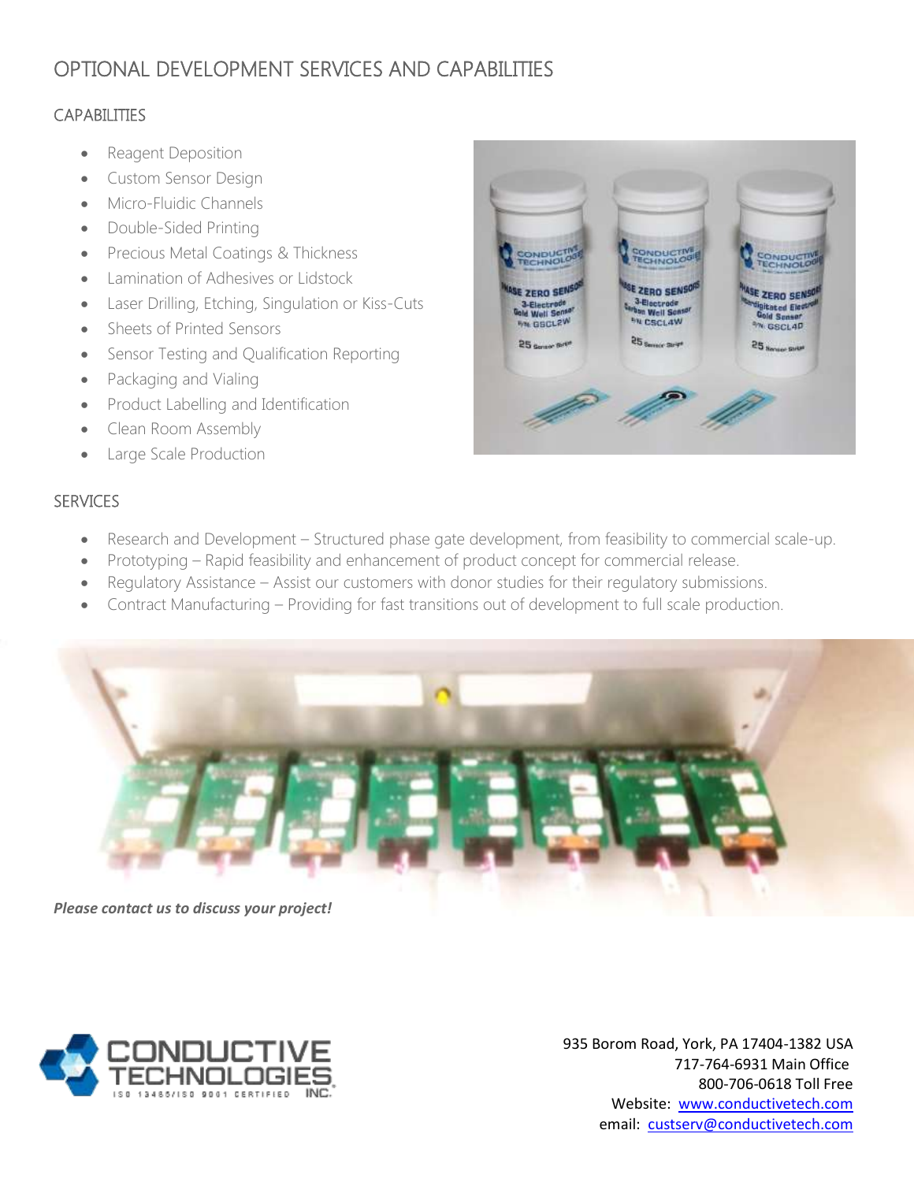# OPTIONAL DEVELOPMENT SERVICES AND CAPABILITIES

## CAPABILITIES

- Reagent Deposition
- Custom Sensor Design
- Micro-Fluidic Channels
- Double-Sided Printing
- Precious Metal Coatings & Thickness
- Lamination of Adhesives or Lidstock
- Laser Drilling, Etching, Singulation or Kiss-Cuts
- Sheets of Printed Sensors
- Sensor Testing and Qualification Reporting
- Packaging and Vialing
- Product Labelling and Identification
- Clean Room Assembly
- Large Scale Production

## SERVICES

- Research and Development – Structured phase gate development, from feasibility to commercial scale-up.
- Prototyping – Rapid feasibility and enhancement of product concept for commercial release.
- Regulatory Assistance – Assist our customers with donor studies for their regulatory submissions.
- Contract Manufacturing – Providing for fast transitions out of development to full scale production.

***Please contact us to discuss your project!***

CONDUCTIVE TECHNOLOGIES INC.
ISO 13485/ISO 9001 CERTIFIED

935 Borom Road, York, PA 17404-1382 USA
717-764-6931 Main Office
800-706-0618 Toll Free
Website: www.conductivetech.com
email: custserv@conductivetech.com